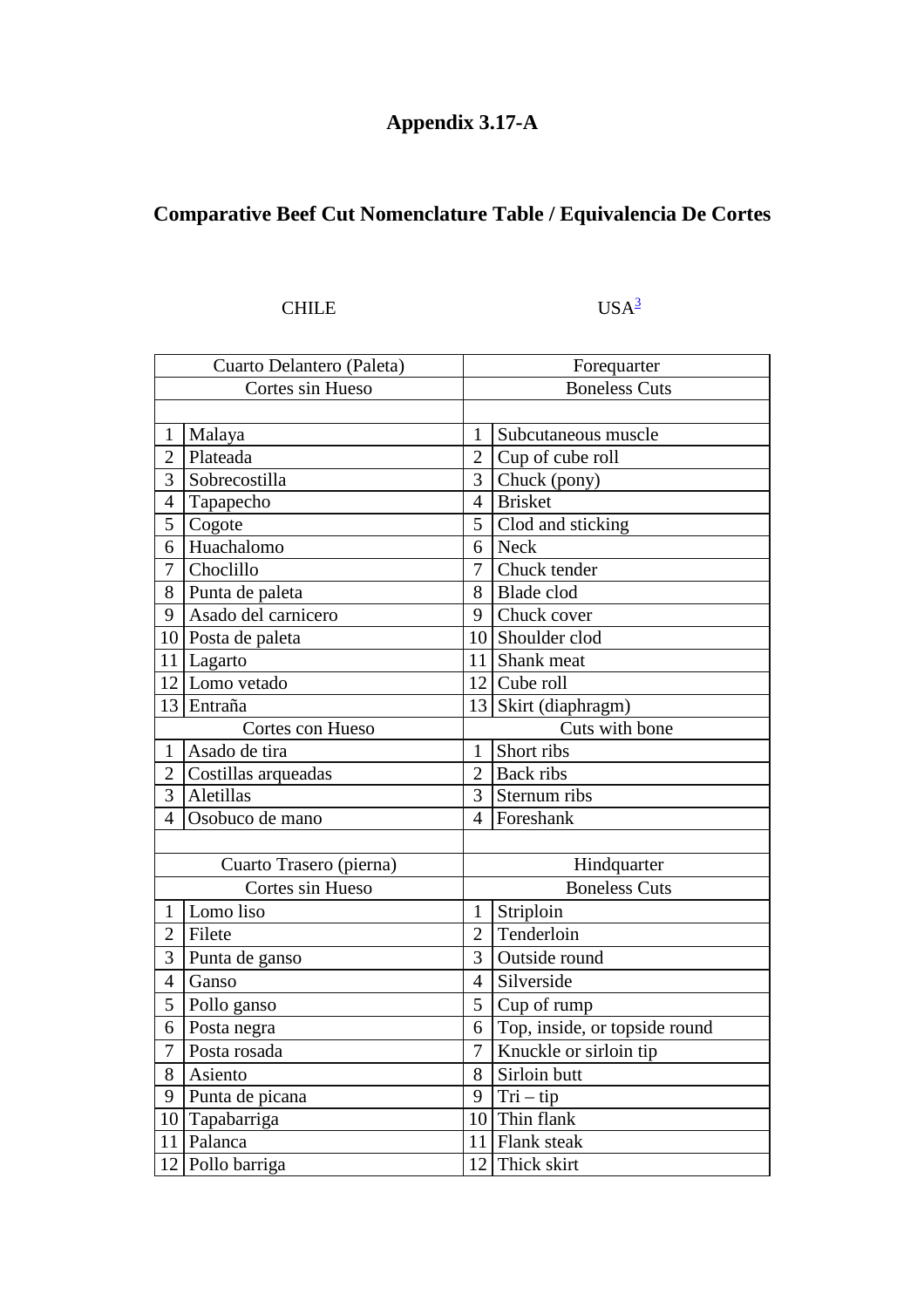# Appendix 3.17-A

## Comparative Beef Cut Nomenclature Table / Equivalencia De Cortes

CHILE USA[3]

| | Cuarto Delantero (Paleta) | | Forequarter |
|---|---|---|---|
| | Cortes sin Hueso | | Boneless Cuts |
| | | | |
| 1 | Malaya | 1 | Subcutaneous muscle |
| 2 | Plateada | 2 | Cup of cube roll |
| 3 | Sobrecostilla | 3 | Chuck (pony) |
| 4 | Tapapecho | 4 | Brisket |
| 5 | Cogote | 5 | Clod and sticking |
| 6 | Huachalomo | 6 | Neck |
| 7 | Choclillo | 7 | Chuck tender |
| 8 | Punta de paleta | 8 | Blade clod |
| 9 | Asado del carnicero | 9 | Chuck cover |
| 10 | Posta de paleta | 10 | Shoulder clod |
| 11 | Lagarto | 11 | Shank meat |
| 12 | Lomo vetado | 12 | Cube roll |
| 13 | Entraña | 13 | Skirt (diaphragm) |
| | Cortes con Hueso | | Cuts with bone |
| 1 | Asado de tira | 1 | Short ribs |
| 2 | Costillas arqueadas | 2 | Back ribs |
| 3 | Aletillas | 3 | Sternum ribs |
| 4 | Osobuco de mano | 4 | Foreshank |
| | | | |
| | Cuarto Trasero (pierna) | | Hindquarter |
| | Cortes sin Hueso | | Boneless Cuts |
| 1 | Lomo liso | 1 | Striploin |
| 2 | Filete | 2 | Tenderloin |
| 3 | Punta de ganso | 3 | Outside round |
| 4 | Ganso | 4 | Silverside |
| 5 | Pollo ganso | 5 | Cup of rump |
| 6 | Posta negra | 6 | Top, inside, or topside round |
| 7 | Posta rosada | 7 | Knuckle or sirloin tip |
| 8 | Asiento | 8 | Sirloin butt |
| 9 | Punta de picana | 9 | Tri – tip |
| 10 | Tapabarriga | 10 | Thin flank |
| 11 | Palanca | 11 | Flank steak |
| 12 | Pollo barriga | 12 | Thick skirt |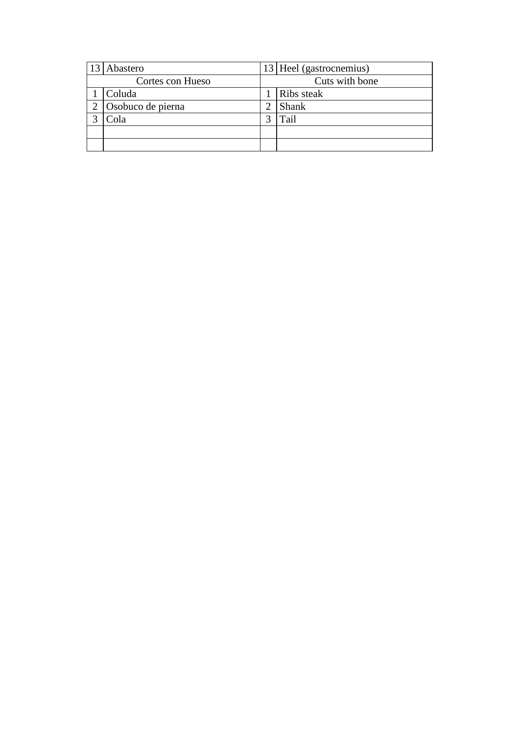| | | | |
|---|---|---|---|
| 13 | Abastero | 13 | Heel (gastrocnemius) |
| Cortes con Hueso | | Cuts with bone | |
| 1 | Coluda | 1 | Ribs steak |
| 2 | Osobuco de pierna | 2 | Shank |
| 3 | Cola | 3 | Tail |
| | | | |
| | | | |